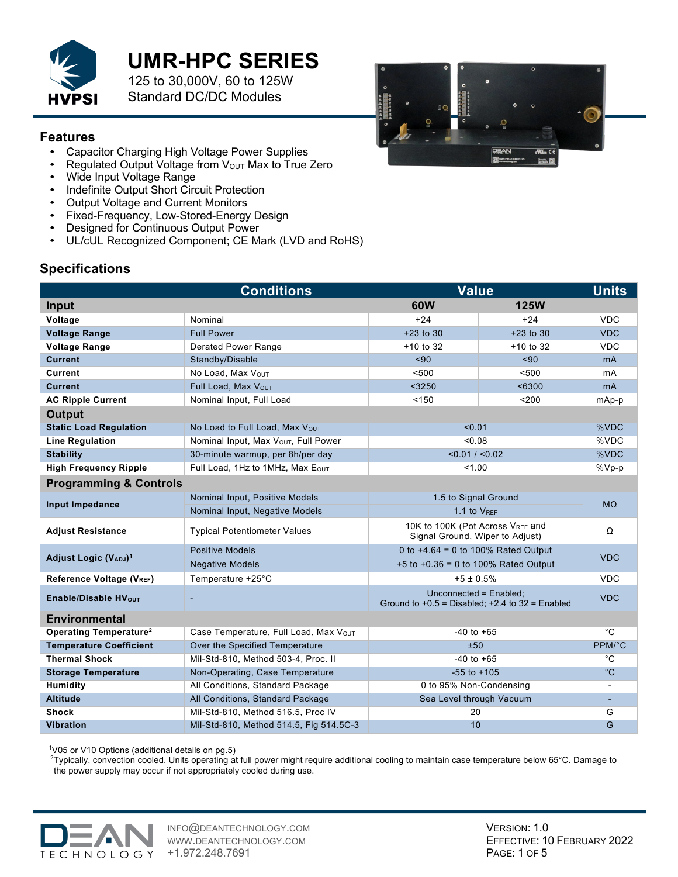# UMR-HPC SERIES

125 to 30,000V, 60 to 125W
Standard DC/DC Modules

## Features

- Capacitor Charging High Voltage Power Supplies
- Regulated Output Voltage from $V_{OUT}$ Max to True Zero
- Wide Input Voltage Range
- Indefinite Output Short Circuit Protection
- Output Voltage and Current Monitors
- Fixed-Frequency, Low-Stored-Energy Design
- Designed for Continuous Output Power
- UL/cUL Recognized Component; CE Mark (LVD and RoHS)

## Specifications

| | Conditions | Value | | Units |
|---|---|---|---|---|
| **Input** | | **60W** | **125W** | |
| **Voltage** | Nominal | +24 | +24 | VDC |
| **Voltage Range** | Full Power | +23 to 30 | +23 to 30 | VDC |
| **Voltage Range** | Derated Power Range | +10 to 32 | +10 to 32 | VDC |
| **Current** | Standby/Disable | <90 | <90 | mA |
| **Current** | No Load, Max $V_{OUT}$ | <500 | <500 | mA |
| **Current** | Full Load, Max $V_{OUT}$ | <3250 | <6300 | mA |
| **AC Ripple Current** | Nominal Input, Full Load | <150 | <200 | mAp-p |
| **Output** | | | | |
| **Static Load Regulation** | No Load to Full Load, Max $V_{OUT}$ | <0.01 | | %VDC |
| **Line Regulation** | Nominal Input, Max $V_{OUT}$, Full Power | <0.08 | | %VDC |
| **Stability** | 30-minute warmup, per 8h/per day | <0.01 / <0.02 | | %VDC |
| **High Frequency Ripple** | Full Load, 1Hz to 1MHz, Max $E_{OUT}$ | <1.00 | | %Vp-p |
| **Programming & Controls** | | | | |
| **Input Impedance** | Nominal Input, Positive Models | 1.5 to Signal Ground | | MΩ |
| | Nominal Input, Negative Models | 1.1 to $V_{REF}$ | | |
| **Adjust Resistance** | Typical Potentiometer Values | 10K to 100K (Pot Across $V_{REF}$ and Signal Ground, Wiper to Adjust) | | Ω |
| **Adjust Logic ($V_{ADJ}$)**[1] | Positive Models | 0 to +4.64 = 0 to 100% Rated Output | | VDC |
| | Negative Models | +5 to +0.36 = 0 to 100% Rated Output | | |
| **Reference Voltage ($V_{REF}$)** | Temperature +25°C | +5 ± 0.5% | | VDC |
| **Enable/Disable $HV_{OUT}$** | - | Unconnected = Enabled; Ground to +0.5 = Disabled; +2.4 to 32 = Enabled | | VDC |
| **Environmental** | | | | |
| **Operating Temperature**[2] | Case Temperature, Full Load, Max $V_{OUT}$ | -40 to +65 | | °C |
| **Temperature Coefficient** | Over the Specified Temperature | ±50 | | PPM/°C |
| **Thermal Shock** | Mil-Std-810, Method 503-4, Proc. II | -40 to +65 | | °C |
| **Storage Temperature** | Non-Operating, Case Temperature | -55 to +105 | | °C |
| **Humidity** | All Conditions, Standard Package | 0 to 95% Non-Condensing | | - |
| **Altitude** | All Conditions, Standard Package | Sea Level through Vacuum | | - |
| **Shock** | Mil-Std-810, Method 516.5, Proc IV | 20 | | G |
| **Vibration** | Mil-Std-810, Method 514.5, Fig 514.5C-3 | 10 | | G |

[1]V05 or V10 Options (additional details on pg.5)
[2]Typically, convection cooled. Units operating at full power might require additional cooling to maintain case temperature below 65°C. Damage to the power supply may occur if not appropriately cooled during use.

INFO@DEANTECHNOLOGY.COM
WWW.DEANTECHNOLOGY.COM
+1.972.248.7691

VERSION: 1.0
EFFECTIVE: 10 FEBRUARY 2022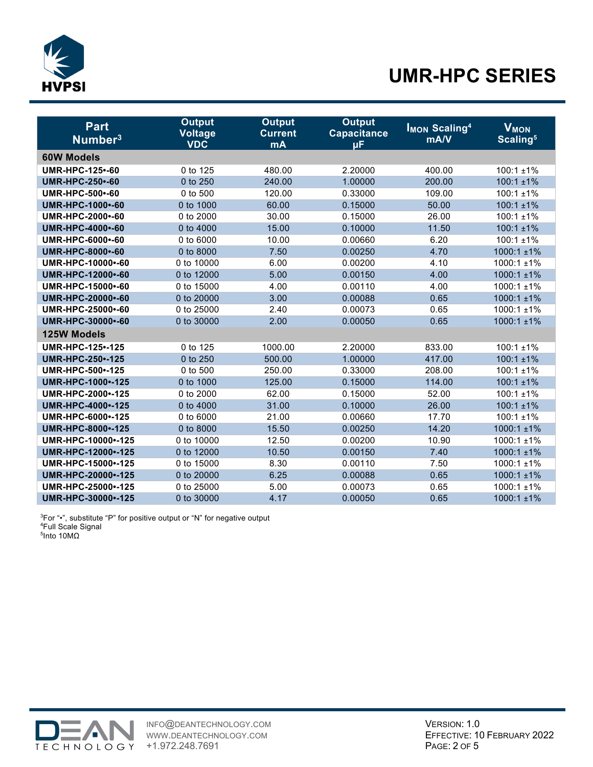# UMR-HPC SERIES

| Part Number[3] | Output Voltage VDC | Output Current mA | Output Capacitance µF | $I_{MON}$ Scaling[4] mA/V | $V_{MON}$ Scaling[5] |
|---|---|---|---|---|---|
| **60W Models** | | | | | |
| **UMR-HPC-125•-60** | 0 to 125 | 480.00 | 2.20000 | 400.00 | 100:1 ±1% |
| **UMR-HPC-250•-60** | 0 to 250 | 240.00 | 1.00000 | 200.00 | 100:1 ±1% |
| **UMR-HPC-500•-60** | 0 to 500 | 120.00 | 0.33000 | 109.00 | 100:1 ±1% |
| **UMR-HPC-1000•-60** | 0 to 1000 | 60.00 | 0.15000 | 50.00 | 100:1 ±1% |
| **UMR-HPC-2000•-60** | 0 to 2000 | 30.00 | 0.15000 | 26.00 | 100:1 ±1% |
| **UMR-HPC-4000•-60** | 0 to 4000 | 15.00 | 0.10000 | 11.50 | 100:1 ±1% |
| **UMR-HPC-6000•-60** | 0 to 6000 | 10.00 | 0.00660 | 6.20 | 100:1 ±1% |
| **UMR-HPC-8000•-60** | 0 to 8000 | 7.50 | 0.00250 | 4.70 | 1000:1 ±1% |
| **UMR-HPC-10000•-60** | 0 to 10000 | 6.00 | 0.00200 | 4.10 | 1000:1 ±1% |
| **UMR-HPC-12000•-60** | 0 to 12000 | 5.00 | 0.00150 | 4.00 | 1000:1 ±1% |
| **UMR-HPC-15000•-60** | 0 to 15000 | 4.00 | 0.00110 | 4.00 | 1000:1 ±1% |
| **UMR-HPC-20000•-60** | 0 to 20000 | 3.00 | 0.00088 | 0.65 | 1000:1 ±1% |
| **UMR-HPC-25000•-60** | 0 to 25000 | 2.40 | 0.00073 | 0.65 | 1000:1 ±1% |
| **UMR-HPC-30000•-60** | 0 to 30000 | 2.00 | 0.00050 | 0.65 | 1000:1 ±1% |
| **125W Models** | | | | | |
| **UMR-HPC-125•-125** | 0 to 125 | 1000.00 | 2.20000 | 833.00 | 100:1 ±1% |
| **UMR-HPC-250•-125** | 0 to 250 | 500.00 | 1.00000 | 417.00 | 100:1 ±1% |
| **UMR-HPC-500•-125** | 0 to 500 | 250.00 | 0.33000 | 208.00 | 100:1 ±1% |
| **UMR-HPC-1000•-125** | 0 to 1000 | 125.00 | 0.15000 | 114.00 | 100:1 ±1% |
| **UMR-HPC-2000•-125** | 0 to 2000 | 62.00 | 0.15000 | 52.00 | 100:1 ±1% |
| **UMR-HPC-4000•-125** | 0 to 4000 | 31.00 | 0.10000 | 26.00 | 100:1 ±1% |
| **UMR-HPC-6000•-125** | 0 to 6000 | 21.00 | 0.00660 | 17.70 | 100:1 ±1% |
| **UMR-HPC-8000•-125** | 0 to 8000 | 15.50 | 0.00250 | 14.20 | 1000:1 ±1% |
| **UMR-HPC-10000•-125** | 0 to 10000 | 12.50 | 0.00200 | 10.90 | 1000:1 ±1% |
| **UMR-HPC-12000•-125** | 0 to 12000 | 10.50 | 0.00150 | 7.40 | 1000:1 ±1% |
| **UMR-HPC-15000•-125** | 0 to 15000 | 8.30 | 0.00110 | 7.50 | 1000:1 ±1% |
| **UMR-HPC-20000•-125** | 0 to 20000 | 6.25 | 0.00088 | 0.65 | 1000:1 ±1% |
| **UMR-HPC-25000•-125** | 0 to 25000 | 5.00 | 0.00073 | 0.65 | 1000:1 ±1% |
| **UMR-HPC-30000•-125** | 0 to 30000 | 4.17 | 0.00050 | 0.65 | 1000:1 ±1% |

[3]For "•", substitute "P" for positive output or "N" for negative output
[4]Full Scale Signal
[5]Into 10MΩ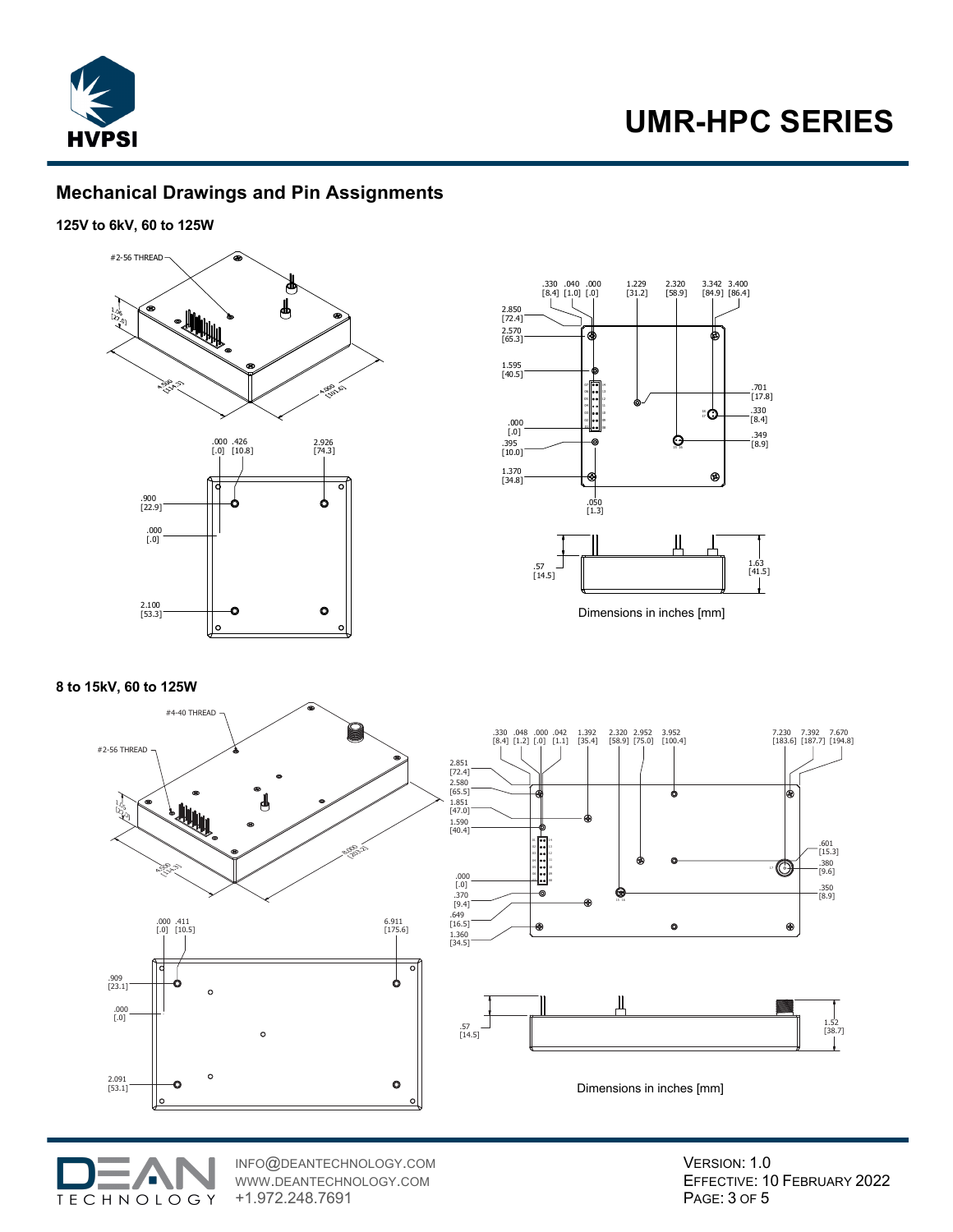## Mechanical Drawings and Pin Assignments

### 125V to 6kV, 60 to 125W

#2-56 THREAD

1.06 [27.0]

4.500 [114.3]

4.000 [101.6]

.000 [.0] .426 [10.8] 2.926 [74.3]

.900 [22.9]

.000 [.0]

2.100 [53.3]

.330 [8.4] .040 [1.0] .000 [.0] 1.229 [31.2] 2.320 [58.9] 3.342 [84.9] 3.400 [86.4]

2.850 [72.4]

2.570 [65.3]

1.595 [40.5]

.000 [.0]

.395 [10.0]

1.370 [34.8]

.050 [1.3]

.701 [17.8]

.330 [8.4]

.349 [8.9]

.57 [14.5]

1.63 [41.5]

Dimensions in inches [mm]

### 8 to 15kV, 60 to 125W

#4-40 THREAD

#2-56 THREAD

1.52 [38.7]

4.500 [114.3]

8.000 [203.2]

.000 [.0] .411 [10.5] 6.911 [175.6]

.909 [23.1]

.000 [.0]

2.091 [53.1]

.330 [8.4] .048 [1.2] .000 [.0] .042 [1.1] 1.392 [35.4] 2.320 [58.9] 2.952 [75.0] 3.952 [100.4] 7.230 [183.6] 7.392 [187.7] 7.670 [194.8]

2.851 [72.4]

2.580 [65.5]

1.851 [47.0]

1.590 [40.4]

.000 [.0]

.370 [9.4]

.649 [16.5]

1.360 [34.5]

.601 [15.3]

.380 [9.6]

.350 [8.9]

.57 [14.5]

1.52 [38.7]

Dimensions in inches [mm]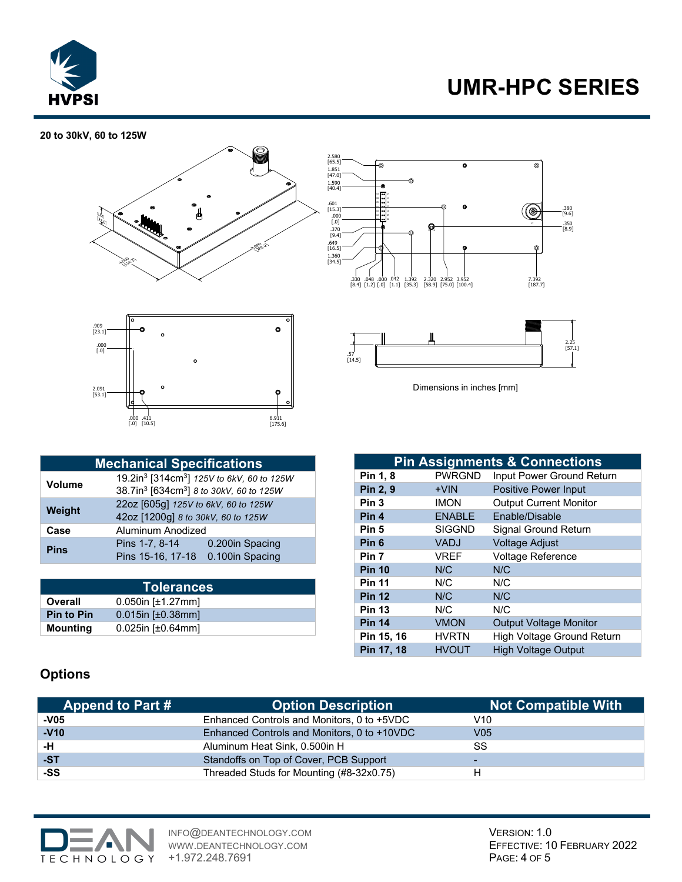# UMR-HPC SERIES

**20 to 30kV, 60 to 125W**

Dimensions in inches [mm]

| Mechanical Specifications | | |
|---|---|---|
| **Volume** | 19.2in³ [314cm³] *125V to 6kV, 60 to 125W* | |
| | 38.7in³ [634cm³] *8 to 30kV, 60 to 125W* | |
| **Weight** | 22oz [605g] *125V to 6kV, 60 to 125W* | |
| | 42oz [1200g] *8 to 30kV, 60 to 125W* | |
| **Case** | Aluminum Anodized | |
| **Pins** | Pins 1-7, 8-14 | 0.200in Spacing |
| | Pins 15-16, 17-18 | 0.100in Spacing |

| Tolerances | |
|---|---|
| **Overall** | 0.050in [±1.27mm] |
| **Pin to Pin** | 0.015in [±0.38mm] |
| **Mounting** | 0.025in [±0.64mm] |

| Pin Assignments & Connections | | |
|---|---|---|
| **Pin 1, 8** | PWRGND | Input Power Ground Return |
| **Pin 2, 9** | +VIN | Positive Power Input |
| **Pin 3** | IMON | Output Current Monitor |
| **Pin 4** | ENABLE | Enable/Disable |
| **Pin 5** | SIGGND | Signal Ground Return |
| **Pin 6** | VADJ | Voltage Adjust |
| **Pin 7** | VREF | Voltage Reference |
| **Pin 10** | N/C | N/C |
| **Pin 11** | N/C | N/C |
| **Pin 12** | N/C | N/C |
| **Pin 13** | N/C | N/C |
| **Pin 14** | VMON | Output Voltage Monitor |
| **Pin 15, 16** | HVRTN | High Voltage Ground Return |
| **Pin 17, 18** | HVOUT | High Voltage Output |

## Options

| Append to Part # | Option Description | Not Compatible With |
|---|---|---|
| **-V05** | Enhanced Controls and Monitors, 0 to +5VDC | V10 |
| **-V10** | Enhanced Controls and Monitors, 0 to +10VDC | V05 |
| **-H** | Aluminum Heat Sink, 0.500in H | SS |
| **-ST** | Standoffs on Top of Cover, PCB Support | - |
| **-SS** | Threaded Studs for Mounting (#8-32x0.75) | H |

INFO@DEANTECHNOLOGY.COM
WWW.DEANTECHNOLOGY.COM
+1.972.248.7691

VERSION: 1.0
EFFECTIVE: 10 FEBRUARY 2022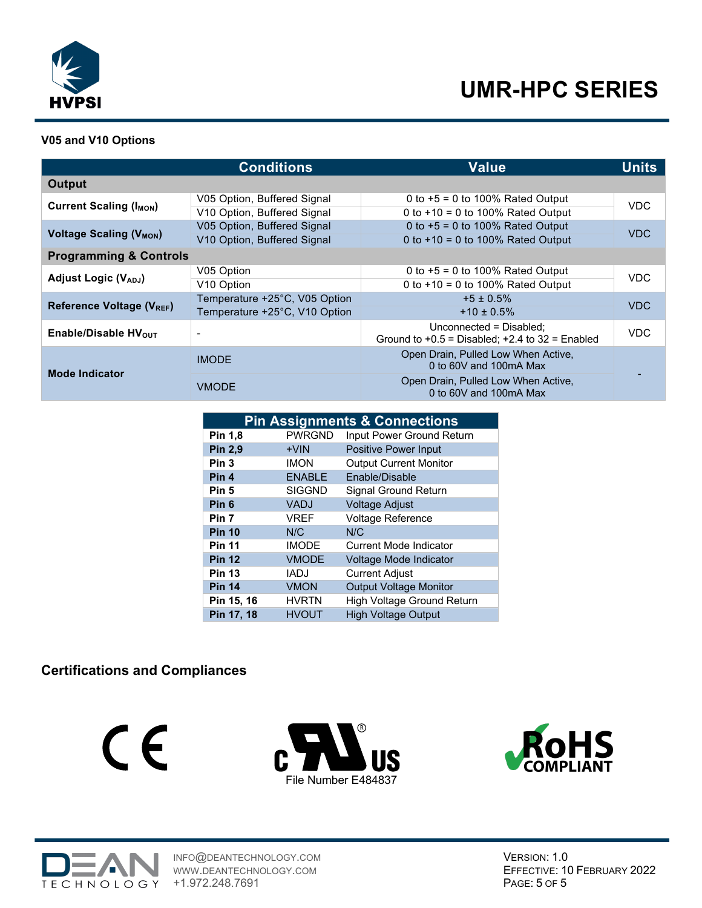### V05 and V10 Options

| | Conditions | Value | Units |
|---|---|---|---|
| **Output** | | | |
| **Current Scaling ($I_{MON}$)** | V05 Option, Buffered Signal | 0 to +5 = 0 to 100% Rated Output | VDC |
| | V10 Option, Buffered Signal | 0 to +10 = 0 to 100% Rated Output | |
| **Voltage Scaling ($V_{MON}$)** | V05 Option, Buffered Signal | 0 to +5 = 0 to 100% Rated Output | VDC |
| | V10 Option, Buffered Signal | 0 to +10 = 0 to 100% Rated Output | |
| **Programming & Controls** | | | |
| **Adjust Logic ($V_{ADJ}$)** | V05 Option | 0 to +5 = 0 to 100% Rated Output | VDC |
| | V10 Option | 0 to +10 = 0 to 100% Rated Output | |
| **Reference Voltage ($V_{REF}$)** | Temperature +25°C, V05 Option | +5 ± 0.5% | VDC |
| | Temperature +25°C, V10 Option | +10 ± 0.5% | |
| **Enable/Disable $HV_{OUT}$** | - | Unconnected = Disabled; Ground to +0.5 = Disabled; +2.4 to 32 = Enabled | VDC |
| **Mode Indicator** | IMODE | Open Drain, Pulled Low When Active, 0 to 60V and 100mA Max | - |
| | VMODE | Open Drain, Pulled Low When Active, 0 to 60V and 100mA Max | |

| Pin Assignments & Connections | | |
|---|---|---|
| **Pin 1,8** | PWRGND | Input Power Ground Return |
| **Pin 2,9** | +VIN | Positive Power Input |
| **Pin 3** | IMON | Output Current Monitor |
| **Pin 4** | ENABLE | Enable/Disable |
| **Pin 5** | SIGGND | Signal Ground Return |
| **Pin 6** | VADJ | Voltage Adjust |
| **Pin 7** | VREF | Voltage Reference |
| **Pin 10** | N/C | N/C |
| **Pin 11** | IMODE | Current Mode Indicator |
| **Pin 12** | VMODE | Voltage Mode Indicator |
| **Pin 13** | IADJ | Current Adjust |
| **Pin 14** | VMON | Output Voltage Monitor |
| **Pin 15, 16** | HVRTN | High Voltage Ground Return |
| **Pin 17, 18** | HVOUT | High Voltage Output |

### Certifications and Compliances

CE

c UL US
File Number E484837

RoHS COMPLIANT